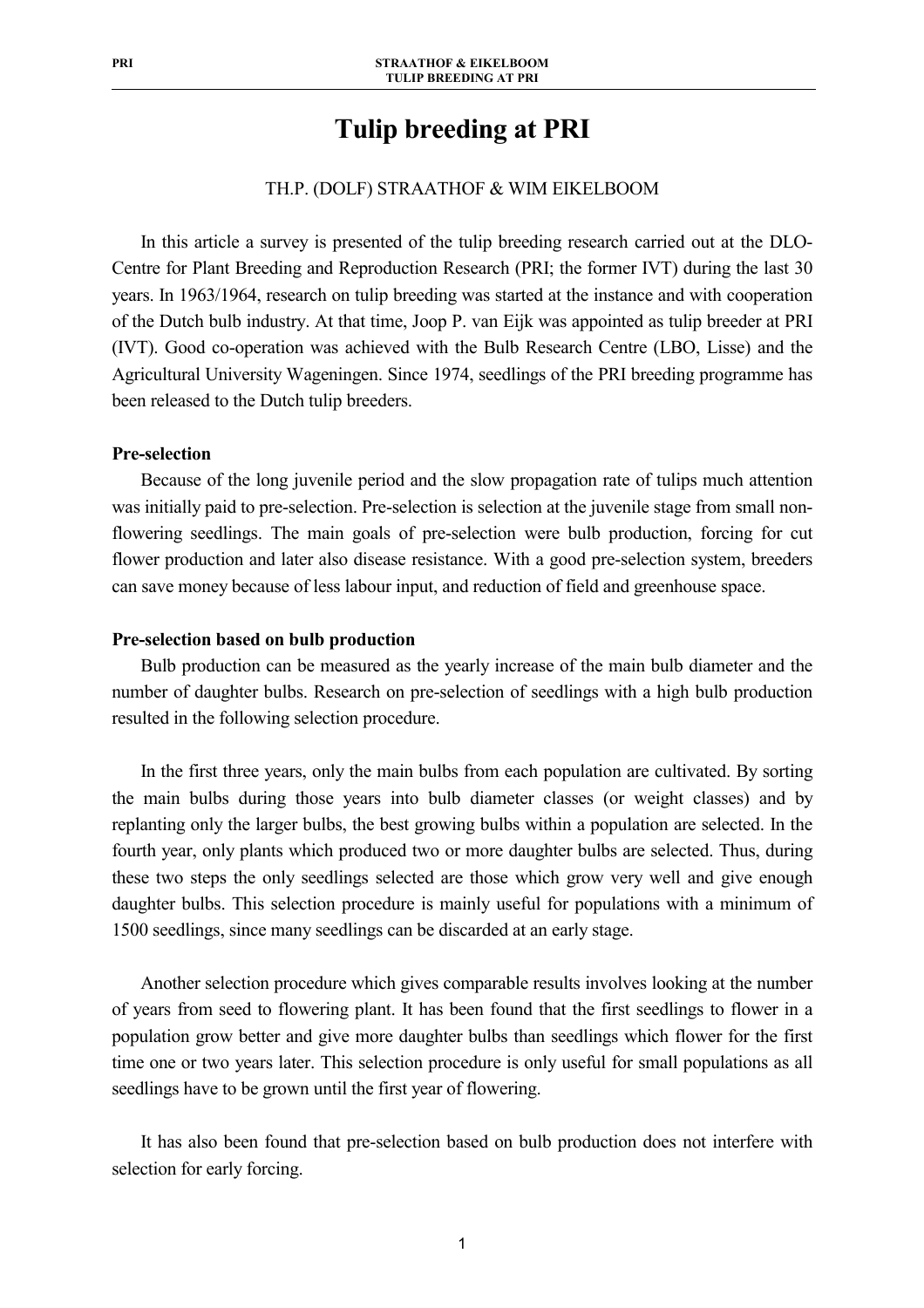# Tulip breeding at PRI

TH.P. (DOLF) STRAATHOF & WIM EIKELBOOM

In this article a survey is presented of the tulip breeding research carried out at the DLO-Centre for Plant Breeding and Reproduction Research (PRI; the former IVT) during the last 30 years. In 1963/1964, research on tulip breeding was started at the instance and with cooperation of the Dutch bulb industry. At that time, Joop P. van Eijk was appointed as tulip breeder at PRI (IVT). Good co-operation was achieved with the Bulb Research Centre (LBO, Lisse) and the Agricultural University Wageningen. Since 1974, seedlings of the PRI breeding programme has been released to the Dutch tulip breeders.

**Pre-selection**

Because of the long juvenile period and the slow propagation rate of tulips much attention was initially paid to pre-selection. Pre-selection is selection at the juvenile stage from small non-flowering seedlings. The main goals of pre-selection were bulb production, forcing for cut flower production and later also disease resistance. With a good pre-selection system, breeders can save money because of less labour input, and reduction of field and greenhouse space.

**Pre-selection based on bulb production**

Bulb production can be measured as the yearly increase of the main bulb diameter and the number of daughter bulbs. Research on pre-selection of seedlings with a high bulb production resulted in the following selection procedure.

In the first three years, only the main bulbs from each population are cultivated. By sorting the main bulbs during those years into bulb diameter classes (or weight classes) and by replanting only the larger bulbs, the best growing bulbs within a population are selected. In the fourth year, only plants which produced two or more daughter bulbs are selected. Thus, during these two steps the only seedlings selected are those which grow very well and give enough daughter bulbs. This selection procedure is mainly useful for populations with a minimum of 1500 seedlings, since many seedlings can be discarded at an early stage.

Another selection procedure which gives comparable results involves looking at the number of years from seed to flowering plant. It has been found that the first seedlings to flower in a population grow better and give more daughter bulbs than seedlings which flower for the first time one or two years later. This selection procedure is only useful for small populations as all seedlings have to be grown until the first year of flowering.

It has also been found that pre-selection based on bulb production does not interfere with selection for early forcing.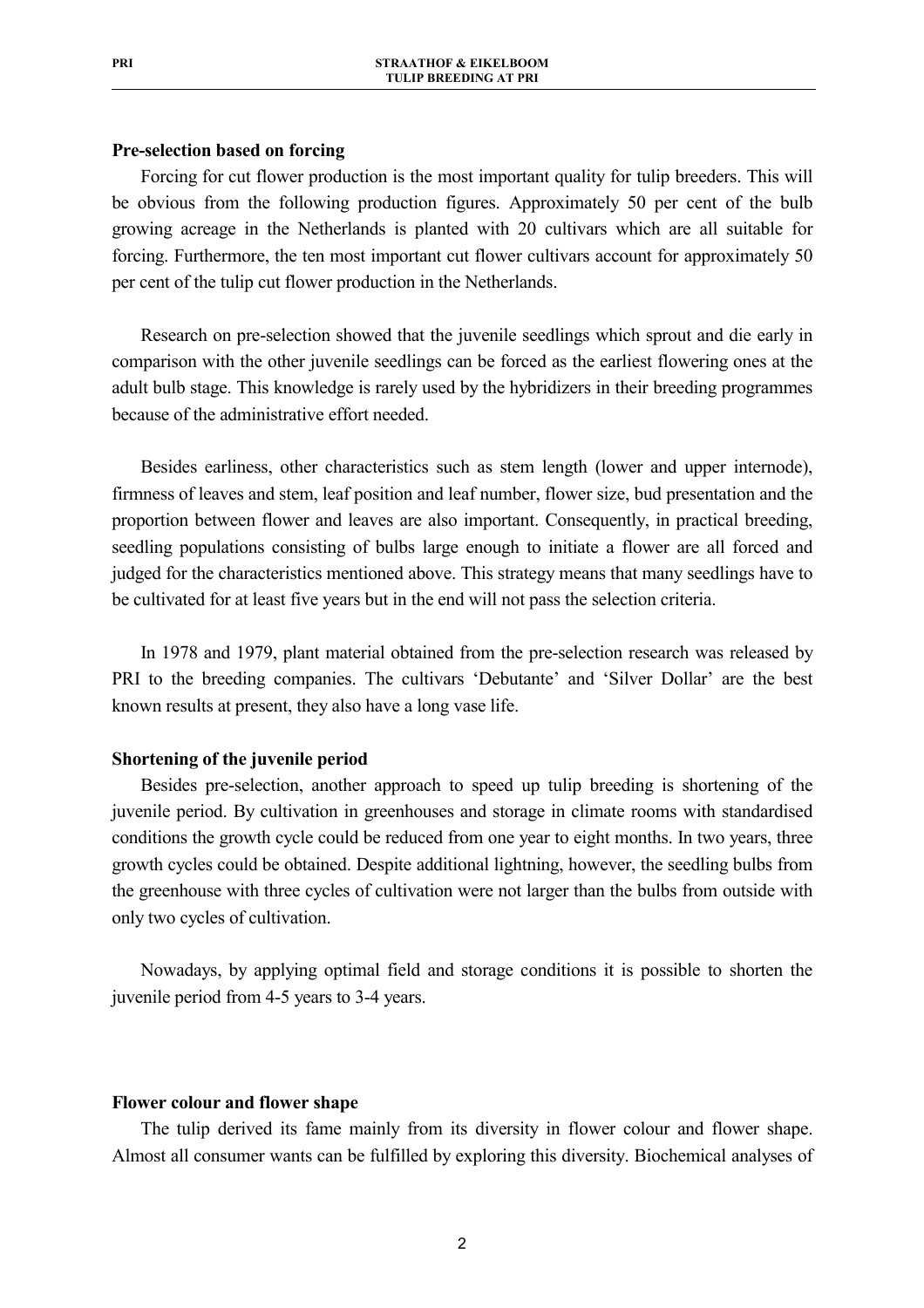**Pre-selection based on forcing**

Forcing for cut flower production is the most important quality for tulip breeders. This will be obvious from the following production figures. Approximately 50 per cent of the bulb growing acreage in the Netherlands is planted with 20 cultivars which are all suitable for forcing. Furthermore, the ten most important cut flower cultivars account for approximately 50 per cent of the tulip cut flower production in the Netherlands.

Research on pre-selection showed that the juvenile seedlings which sprout and die early in comparison with the other juvenile seedlings can be forced as the earliest flowering ones at the adult bulb stage. This knowledge is rarely used by the hybridizers in their breeding programmes because of the administrative effort needed.

Besides earliness, other characteristics such as stem length (lower and upper internode), firmness of leaves and stem, leaf position and leaf number, flower size, bud presentation and the proportion between flower and leaves are also important. Consequently, in practical breeding, seedling populations consisting of bulbs large enough to initiate a flower are all forced and judged for the characteristics mentioned above. This strategy means that many seedlings have to be cultivated for at least five years but in the end will not pass the selection criteria.

In 1978 and 1979, plant material obtained from the pre-selection research was released by PRI to the breeding companies. The cultivars 'Debutante' and 'Silver Dollar' are the best known results at present, they also have a long vase life.

**Shortening of the juvenile period**

Besides pre-selection, another approach to speed up tulip breeding is shortening of the juvenile period. By cultivation in greenhouses and storage in climate rooms with standardised conditions the growth cycle could be reduced from one year to eight months. In two years, three growth cycles could be obtained. Despite additional lightning, however, the seedling bulbs from the greenhouse with three cycles of cultivation were not larger than the bulbs from outside with only two cycles of cultivation.

Nowadays, by applying optimal field and storage conditions it is possible to shorten the juvenile period from 4-5 years to 3-4 years.

**Flower colour and flower shape**

The tulip derived its fame mainly from its diversity in flower colour and flower shape. Almost all consumer wants can be fulfilled by exploring this diversity. Biochemical analyses of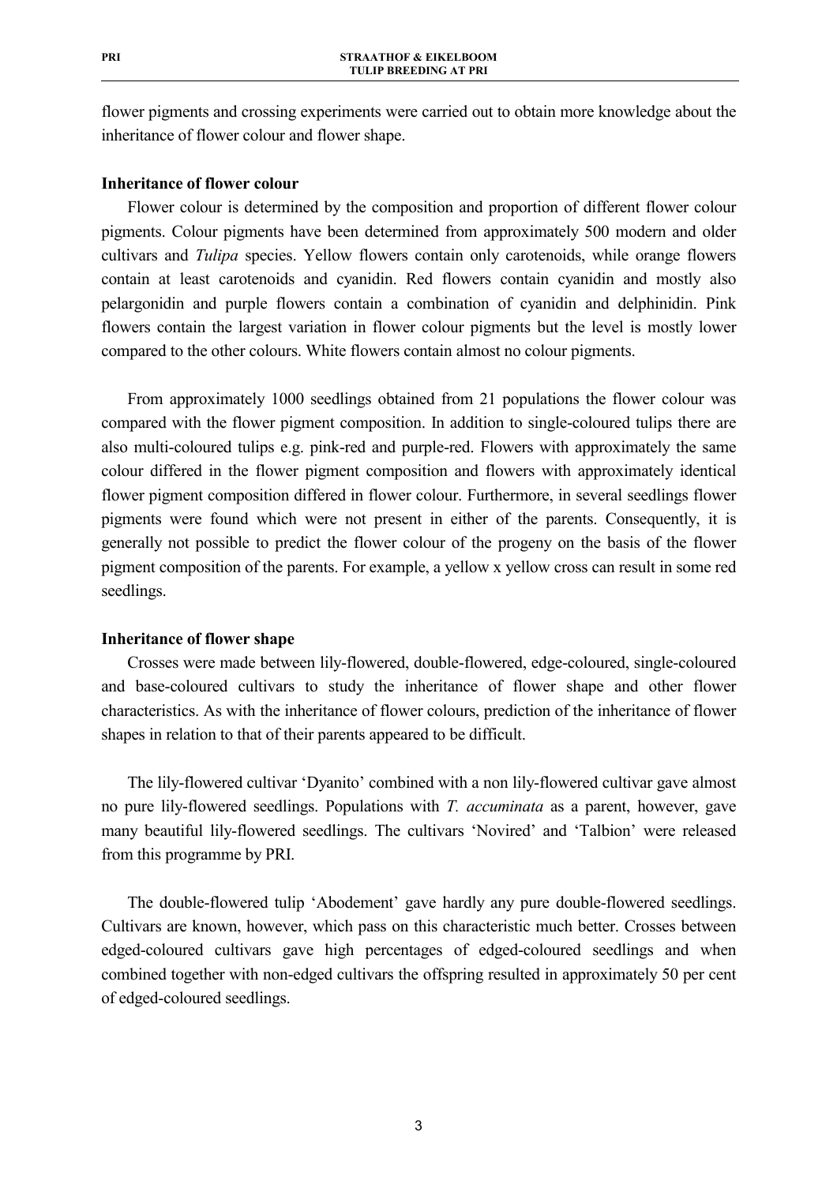flower pigments and crossing experiments were carried out to obtain more knowledge about the inheritance of flower colour and flower shape.

**Inheritance of flower colour**

Flower colour is determined by the composition and proportion of different flower colour pigments. Colour pigments have been determined from approximately 500 modern and older cultivars and *Tulipa* species. Yellow flowers contain only carotenoids, while orange flowers contain at least carotenoids and cyanidin. Red flowers contain cyanidin and mostly also pelargonidin and purple flowers contain a combination of cyanidin and delphinidin. Pink flowers contain the largest variation in flower colour pigments but the level is mostly lower compared to the other colours. White flowers contain almost no colour pigments.

From approximately 1000 seedlings obtained from 21 populations the flower colour was compared with the flower pigment composition. In addition to single-coloured tulips there are also multi-coloured tulips e.g. pink-red and purple-red. Flowers with approximately the same colour differed in the flower pigment composition and flowers with approximately identical flower pigment composition differed in flower colour. Furthermore, in several seedlings flower pigments were found which were not present in either of the parents. Consequently, it is generally not possible to predict the flower colour of the progeny on the basis of the flower pigment composition of the parents. For example, a yellow x yellow cross can result in some red seedlings.

**Inheritance of flower shape**

Crosses were made between lily-flowered, double-flowered, edge-coloured, single-coloured and base-coloured cultivars to study the inheritance of flower shape and other flower characteristics. As with the inheritance of flower colours, prediction of the inheritance of flower shapes in relation to that of their parents appeared to be difficult.

The lily-flowered cultivar 'Dyanito' combined with a non lily-flowered cultivar gave almost no pure lily-flowered seedlings. Populations with *T. accuminata* as a parent, however, gave many beautiful lily-flowered seedlings. The cultivars 'Novired' and 'Talbion' were released from this programme by PRI.

The double-flowered tulip 'Abodement' gave hardly any pure double-flowered seedlings. Cultivars are known, however, which pass on this characteristic much better. Crosses between edged-coloured cultivars gave high percentages of edged-coloured seedlings and when combined together with non-edged cultivars the offspring resulted in approximately 50 per cent of edged-coloured seedlings.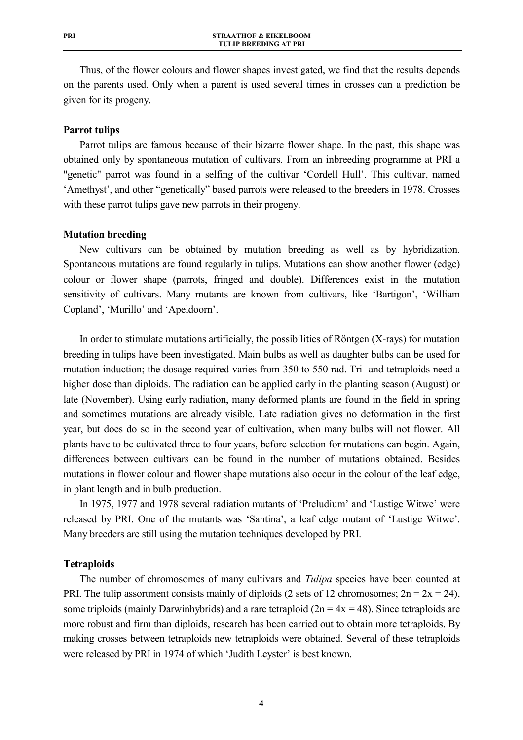Thus, of the flower colours and flower shapes investigated, we find that the results depends on the parents used. Only when a parent is used several times in crosses can a prediction be given for its progeny.

**Parrot tulips**

Parrot tulips are famous because of their bizarre flower shape. In the past, this shape was obtained only by spontaneous mutation of cultivars. From an inbreeding programme at PRI a "genetic" parrot was found in a selfing of the cultivar 'Cordell Hull'. This cultivar, named 'Amethyst', and other "genetically" based parrots were released to the breeders in 1978. Crosses with these parrot tulips gave new parrots in their progeny.

**Mutation breeding**

New cultivars can be obtained by mutation breeding as well as by hybridization. Spontaneous mutations are found regularly in tulips. Mutations can show another flower (edge) colour or flower shape (parrots, fringed and double). Differences exist in the mutation sensitivity of cultivars. Many mutants are known from cultivars, like 'Bartigon', 'William Copland', 'Murillo' and 'Apeldoorn'.

In order to stimulate mutations artificially, the possibilities of Röntgen (X-rays) for mutation breeding in tulips have been investigated. Main bulbs as well as daughter bulbs can be used for mutation induction; the dosage required varies from 350 to 550 rad. Tri- and tetraploids need a higher dose than diploids. The radiation can be applied early in the planting season (August) or late (November). Using early radiation, many deformed plants are found in the field in spring and sometimes mutations are already visible. Late radiation gives no deformation in the first year, but does do so in the second year of cultivation, when many bulbs will not flower. All plants have to be cultivated three to four years, before selection for mutations can begin. Again, differences between cultivars can be found in the number of mutations obtained. Besides mutations in flower colour and flower shape mutations also occur in the colour of the leaf edge, in plant length and in bulb production.

In 1975, 1977 and 1978 several radiation mutants of 'Preludium' and 'Lustige Witwe' were released by PRI. One of the mutants was 'Santina', a leaf edge mutant of 'Lustige Witwe'. Many breeders are still using the mutation techniques developed by PRI.

**Tetraploids**

The number of chromosomes of many cultivars and *Tulipa* species have been counted at PRI. The tulip assortment consists mainly of diploids (2 sets of 12 chromosomes; $2n = 2x = 24$), some triploids (mainly Darwinhybrids) and a rare tetraploid ($2n = 4x = 48$). Since tetraploids are more robust and firm than diploids, research has been carried out to obtain more tetraploids. By making crosses between tetraploids new tetraploids were obtained. Several of these tetraploids were released by PRI in 1974 of which 'Judith Leyster' is best known.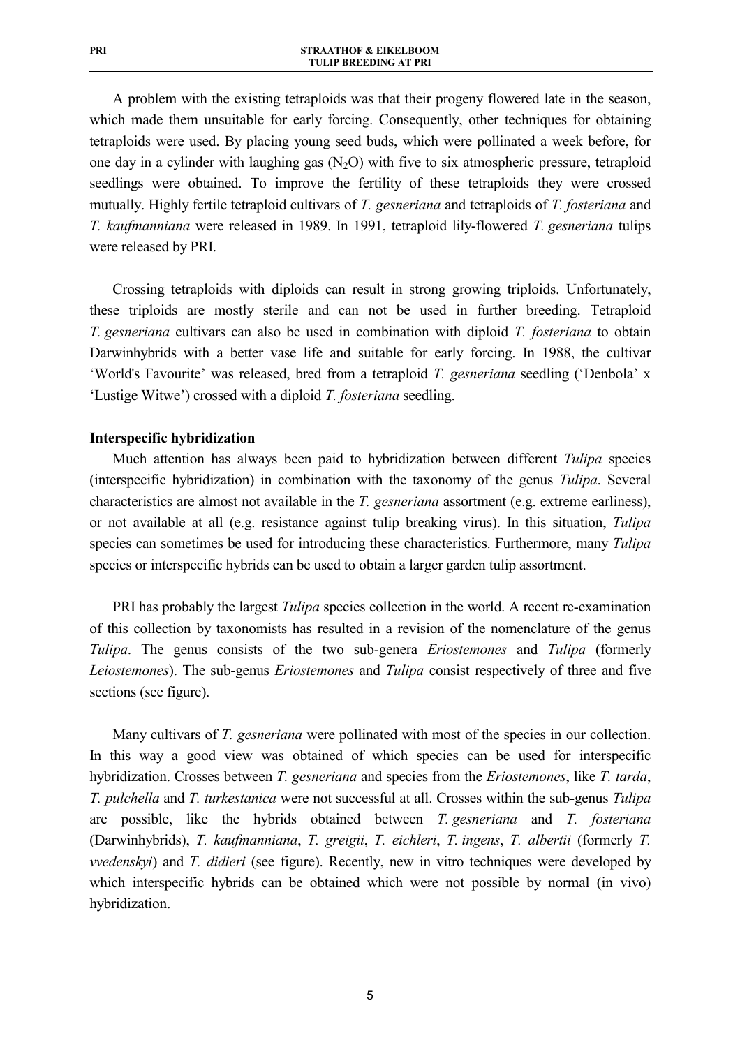A problem with the existing tetraploids was that their progeny flowered late in the season, which made them unsuitable for early forcing. Consequently, other techniques for obtaining tetraploids were used. By placing young seed buds, which were pollinated a week before, for one day in a cylinder with laughing gas ($N_2O$) with five to six atmospheric pressure, tetraploid seedlings were obtained. To improve the fertility of these tetraploids they were crossed mutually. Highly fertile tetraploid cultivars of *T. gesneriana* and tetraploids of *T. fosteriana* and *T. kaufmanniana* were released in 1989. In 1991, tetraploid lily-flowered *T. gesneriana* tulips were released by PRI.

Crossing tetraploids with diploids can result in strong growing triploids. Unfortunately, these triploids are mostly sterile and can not be used in further breeding. Tetraploid *T. gesneriana* cultivars can also be used in combination with diploid *T. fosteriana* to obtain Darwinhybrids with a better vase life and suitable for early forcing. In 1988, the cultivar 'World's Favourite' was released, bred from a tetraploid *T. gesneriana* seedling ('Denbola' x 'Lustige Witwe') crossed with a diploid *T. fosteriana* seedling.

**Interspecific hybridization**

Much attention has always been paid to hybridization between different *Tulipa* species (interspecific hybridization) in combination with the taxonomy of the genus *Tulipa*. Several characteristics are almost not available in the *T. gesneriana* assortment (e.g. extreme earliness), or not available at all (e.g. resistance against tulip breaking virus). In this situation, *Tulipa* species can sometimes be used for introducing these characteristics. Furthermore, many *Tulipa* species or interspecific hybrids can be used to obtain a larger garden tulip assortment.

PRI has probably the largest *Tulipa* species collection in the world. A recent re-examination of this collection by taxonomists has resulted in a revision of the nomenclature of the genus *Tulipa*. The genus consists of the two sub-genera *Eriostemones* and *Tulipa* (formerly *Leiostemones*). The sub-genus *Eriostemones* and *Tulipa* consist respectively of three and five sections (see figure).

Many cultivars of *T. gesneriana* were pollinated with most of the species in our collection. In this way a good view was obtained of which species can be used for interspecific hybridization. Crosses between *T. gesneriana* and species from the *Eriostemones*, like *T. tarda*, *T. pulchella* and *T. turkestanica* were not successful at all. Crosses within the sub-genus *Tulipa* are possible, like the hybrids obtained between *T. gesneriana* and *T. fosteriana* (Darwinhybrids), *T. kaufmanniana*, *T. greigii*, *T. eichleri*, *T. ingens*, *T. albertii* (formerly *T. vvedenskyi*) and *T. didieri* (see figure). Recently, new in vitro techniques were developed by which interspecific hybrids can be obtained which were not possible by normal (in vivo) hybridization.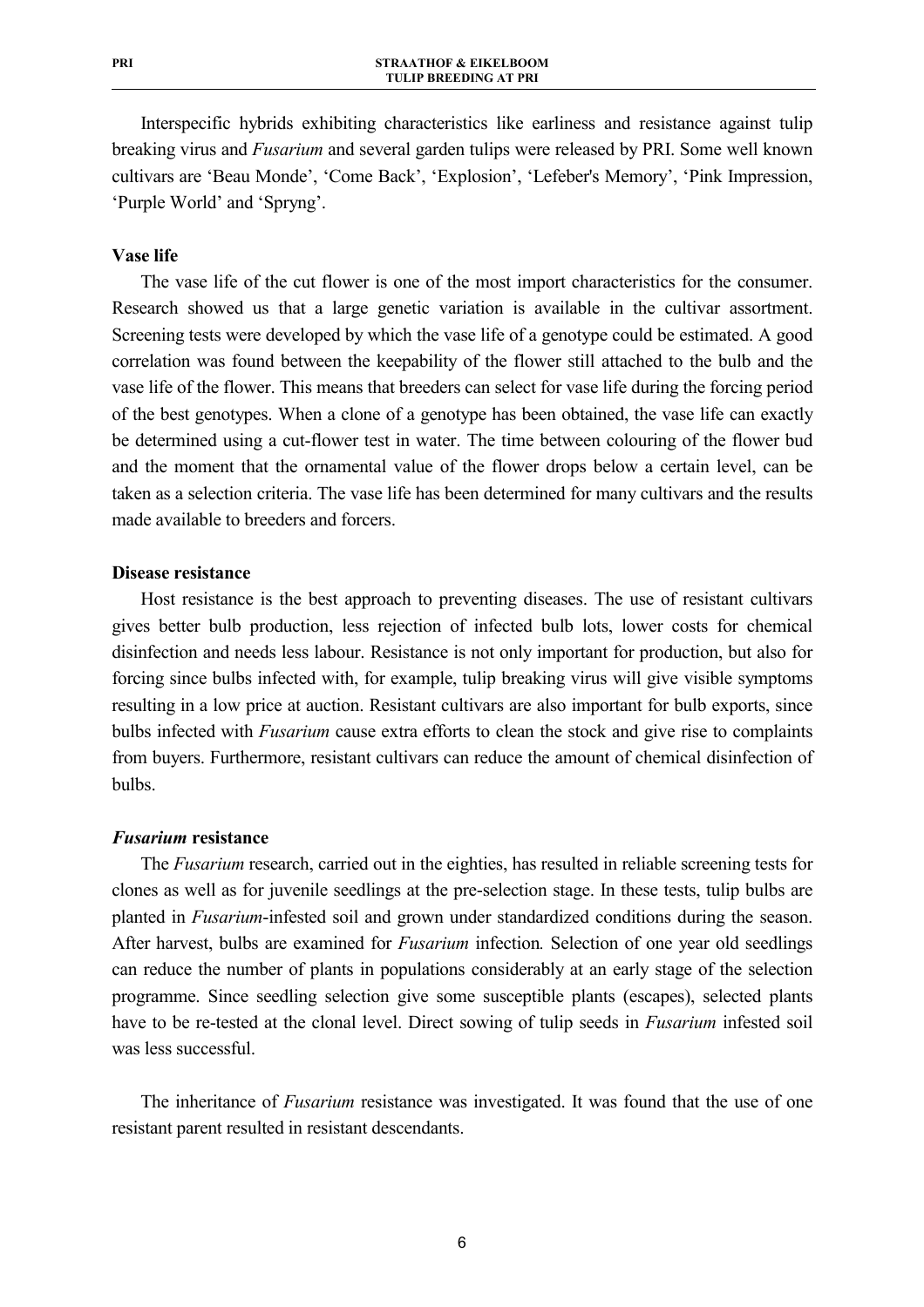Interspecific hybrids exhibiting characteristics like earliness and resistance against tulip breaking virus and *Fusarium* and several garden tulips were released by PRI. Some well known cultivars are 'Beau Monde', 'Come Back', 'Explosion', 'Lefeber's Memory', 'Pink Impression, 'Purple World' and 'Spryng'.

**Vase life**

The vase life of the cut flower is one of the most import characteristics for the consumer. Research showed us that a large genetic variation is available in the cultivar assortment. Screening tests were developed by which the vase life of a genotype could be estimated. A good correlation was found between the keepability of the flower still attached to the bulb and the vase life of the flower. This means that breeders can select for vase life during the forcing period of the best genotypes. When a clone of a genotype has been obtained, the vase life can exactly be determined using a cut-flower test in water. The time between colouring of the flower bud and the moment that the ornamental value of the flower drops below a certain level, can be taken as a selection criteria. The vase life has been determined for many cultivars and the results made available to breeders and forcers.

**Disease resistance**

Host resistance is the best approach to preventing diseases. The use of resistant cultivars gives better bulb production, less rejection of infected bulb lots, lower costs for chemical disinfection and needs less labour. Resistance is not only important for production, but also for forcing since bulbs infected with, for example, tulip breaking virus will give visible symptoms resulting in a low price at auction. Resistant cultivars are also important for bulb exports, since bulbs infected with *Fusarium* cause extra efforts to clean the stock and give rise to complaints from buyers. Furthermore, resistant cultivars can reduce the amount of chemical disinfection of bulbs.

***Fusarium* resistance**

The *Fusarium* research, carried out in the eighties, has resulted in reliable screening tests for clones as well as for juvenile seedlings at the pre-selection stage. In these tests, tulip bulbs are planted in *Fusarium*-infested soil and grown under standardized conditions during the season. After harvest, bulbs are examined for *Fusarium* infection. Selection of one year old seedlings can reduce the number of plants in populations considerably at an early stage of the selection programme. Since seedling selection give some susceptible plants (escapes), selected plants have to be re-tested at the clonal level. Direct sowing of tulip seeds in *Fusarium* infested soil was less successful.

The inheritance of *Fusarium* resistance was investigated. It was found that the use of one resistant parent resulted in resistant descendants.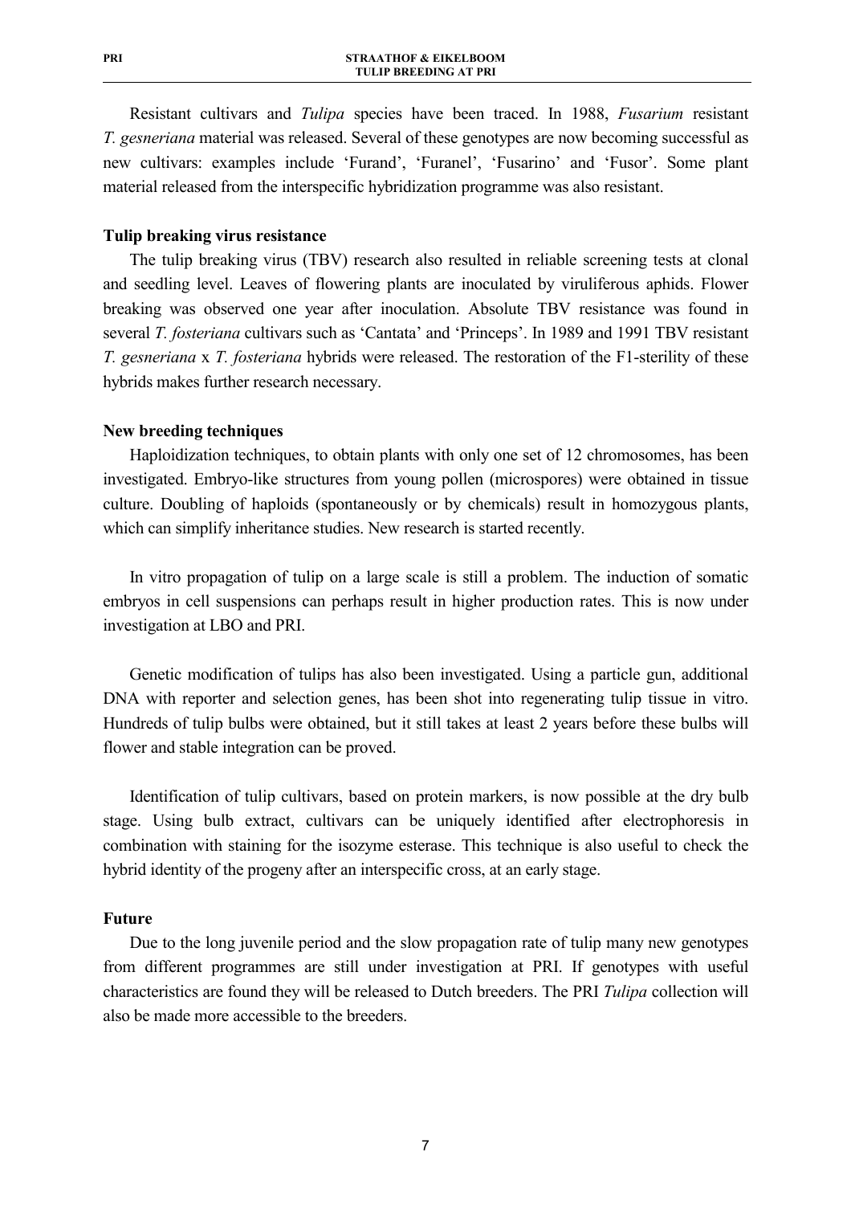Resistant cultivars and *Tulipa* species have been traced. In 1988, *Fusarium* resistant *T. gesneriana* material was released. Several of these genotypes are now becoming successful as new cultivars: examples include 'Furand', 'Furanel', 'Fusarino' and 'Fusor'. Some plant material released from the interspecific hybridization programme was also resistant.

**Tulip breaking virus resistance**

The tulip breaking virus (TBV) research also resulted in reliable screening tests at clonal and seedling level. Leaves of flowering plants are inoculated by viruliferous aphids. Flower breaking was observed one year after inoculation. Absolute TBV resistance was found in several *T. fosteriana* cultivars such as 'Cantata' and 'Princeps'. In 1989 and 1991 TBV resistant *T. gesneriana* x *T. fosteriana* hybrids were released. The restoration of the F1-sterility of these hybrids makes further research necessary.

**New breeding techniques**

Haploidization techniques, to obtain plants with only one set of 12 chromosomes, has been investigated. Embryo-like structures from young pollen (microspores) were obtained in tissue culture. Doubling of haploids (spontaneously or by chemicals) result in homozygous plants, which can simplify inheritance studies. New research is started recently.

In vitro propagation of tulip on a large scale is still a problem. The induction of somatic embryos in cell suspensions can perhaps result in higher production rates. This is now under investigation at LBO and PRI.

Genetic modification of tulips has also been investigated. Using a particle gun, additional DNA with reporter and selection genes, has been shot into regenerating tulip tissue in vitro. Hundreds of tulip bulbs were obtained, but it still takes at least 2 years before these bulbs will flower and stable integration can be proved.

Identification of tulip cultivars, based on protein markers, is now possible at the dry bulb stage. Using bulb extract, cultivars can be uniquely identified after electrophoresis in combination with staining for the isozyme esterase. This technique is also useful to check the hybrid identity of the progeny after an interspecific cross, at an early stage.

**Future**

Due to the long juvenile period and the slow propagation rate of tulip many new genotypes from different programmes are still under investigation at PRI. If genotypes with useful characteristics are found they will be released to Dutch breeders. The PRI *Tulipa* collection will also be made more accessible to the breeders.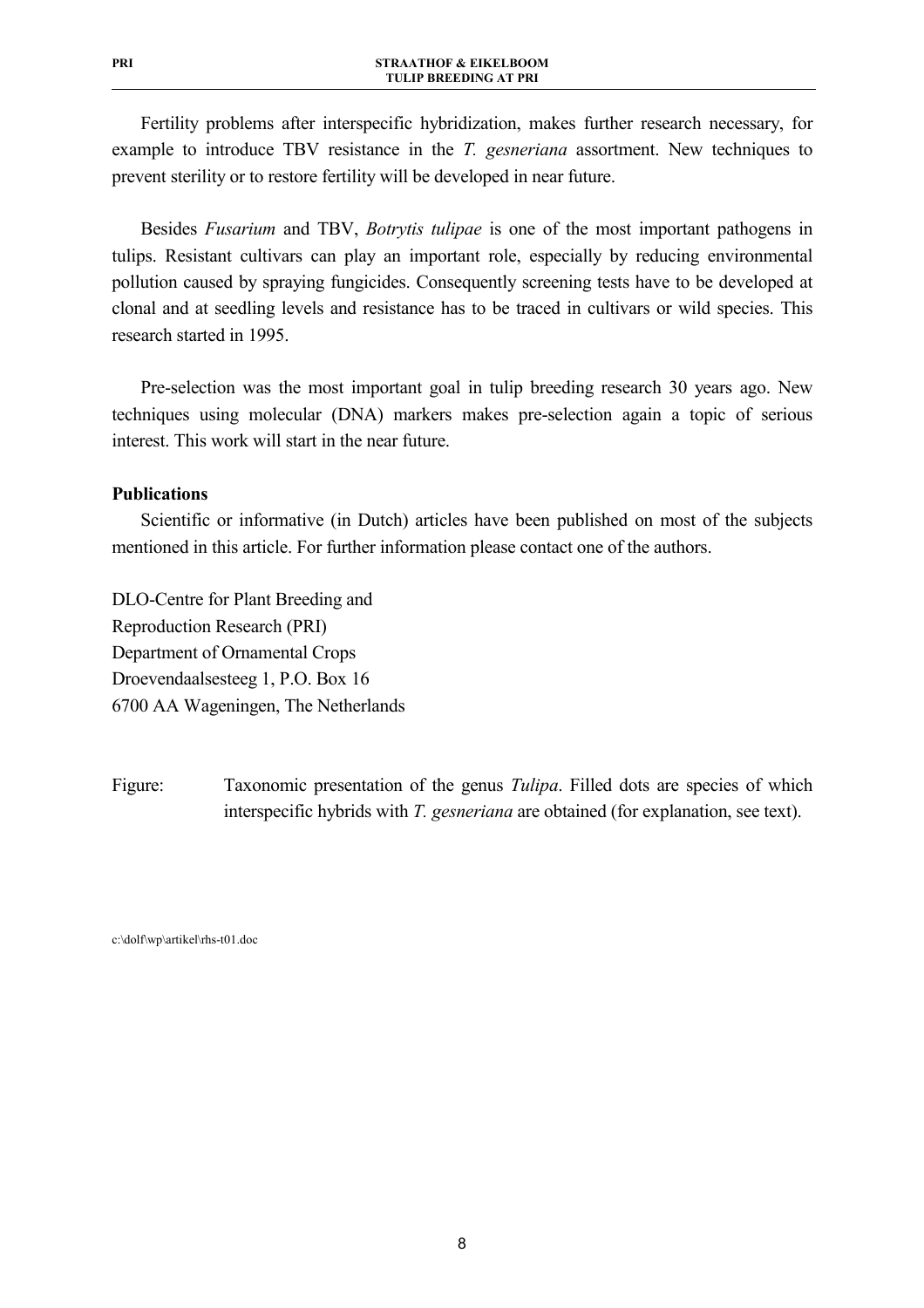Fertility problems after interspecific hybridization, makes further research necessary, for example to introduce TBV resistance in the *T. gesneriana* assortment. New techniques to prevent sterility or to restore fertility will be developed in near future.

Besides *Fusarium* and TBV, *Botrytis tulipae* is one of the most important pathogens in tulips. Resistant cultivars can play an important role, especially by reducing environmental pollution caused by spraying fungicides. Consequently screening tests have to be developed at clonal and at seedling levels and resistance has to be traced in cultivars or wild species. This research started in 1995.

Pre-selection was the most important goal in tulip breeding research 30 years ago. New techniques using molecular (DNA) markers makes pre-selection again a topic of serious interest. This work will start in the near future.

**Publications**

Scientific or informative (in Dutch) articles have been published on most of the subjects mentioned in this article. For further information please contact one of the authors.

DLO-Centre for Plant Breeding and
Reproduction Research (PRI)
Department of Ornamental Crops
Droevendaalsesteeg 1, P.O. Box 16
6700 AA Wageningen, The Netherlands

Figure: Taxonomic presentation of the genus *Tulipa*. Filled dots are species of which interspecific hybrids with *T. gesneriana* are obtained (for explanation, see text).

c:\dolf\wp\artikel\rhs-t01.doc